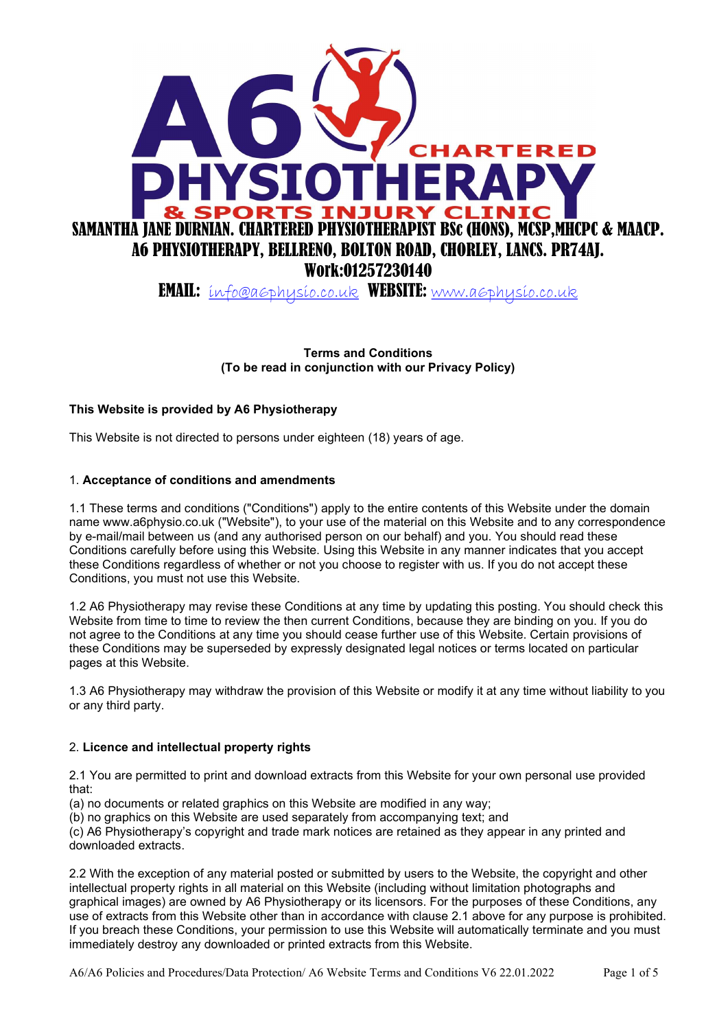A6 PHYSIOTHERAPY
CHARTERED
& SPORTS INJURY CLINIC

SAMANTHA JANE DURNIAN. CHARTERED PHYSIOTHERAPIST BSc (HONS), MCSP,MHCPC & MAACP.
A6 PHYSIOTHERAPY, BELLRENO, BOLTON ROAD, CHORLEY, LANCS. PR74AJ.
Work:01257230140
**EMAIL:** info@a6physio.co.uk **WEBSITE:** www.a6physio.co.uk

**Terms and Conditions**
**(To be read in conjunction with our Privacy Policy)**

**This Website is provided by A6 Physiotherapy**

This Website is not directed to persons under eighteen (18) years of age.

## 1. Acceptance of conditions and amendments

1.1 These terms and conditions ("Conditions") apply to the entire contents of this Website under the domain name www.a6physio.co.uk ("Website"), to your use of the material on this Website and to any correspondence by e-mail/mail between us (and any authorised person on our behalf) and you. You should read these Conditions carefully before using this Website. Using this Website in any manner indicates that you accept these Conditions regardless of whether or not you choose to register with us. If you do not accept these Conditions, you must not use this Website.

1.2 A6 Physiotherapy may revise these Conditions at any time by updating this posting. You should check this Website from time to time to review the then current Conditions, because they are binding on you. If you do not agree to the Conditions at any time you should cease further use of this Website. Certain provisions of these Conditions may be superseded by expressly designated legal notices or terms located on particular pages at this Website.

1.3 A6 Physiotherapy may withdraw the provision of this Website or modify it at any time without liability to you or any third party.

## 2. Licence and intellectual property rights

2.1 You are permitted to print and download extracts from this Website for your own personal use provided that:
(a) no documents or related graphics on this Website are modified in any way;
(b) no graphics on this Website are used separately from accompanying text; and
(c) A6 Physiotherapy's copyright and trade mark notices are retained as they appear in any printed and downloaded extracts.

2.2 With the exception of any material posted or submitted by users to the Website, the copyright and other intellectual property rights in all material on this Website (including without limitation photographs and graphical images) are owned by A6 Physiotherapy or its licensors. For the purposes of these Conditions, any use of extracts from this Website other than in accordance with clause 2.1 above for any purpose is prohibited. If you breach these Conditions, your permission to use this Website will automatically terminate and you must immediately destroy any downloaded or printed extracts from this Website.

A6/A6 Policies and Procedures/Data Protection/ A6 Website Terms and Conditions V6 22.01.2022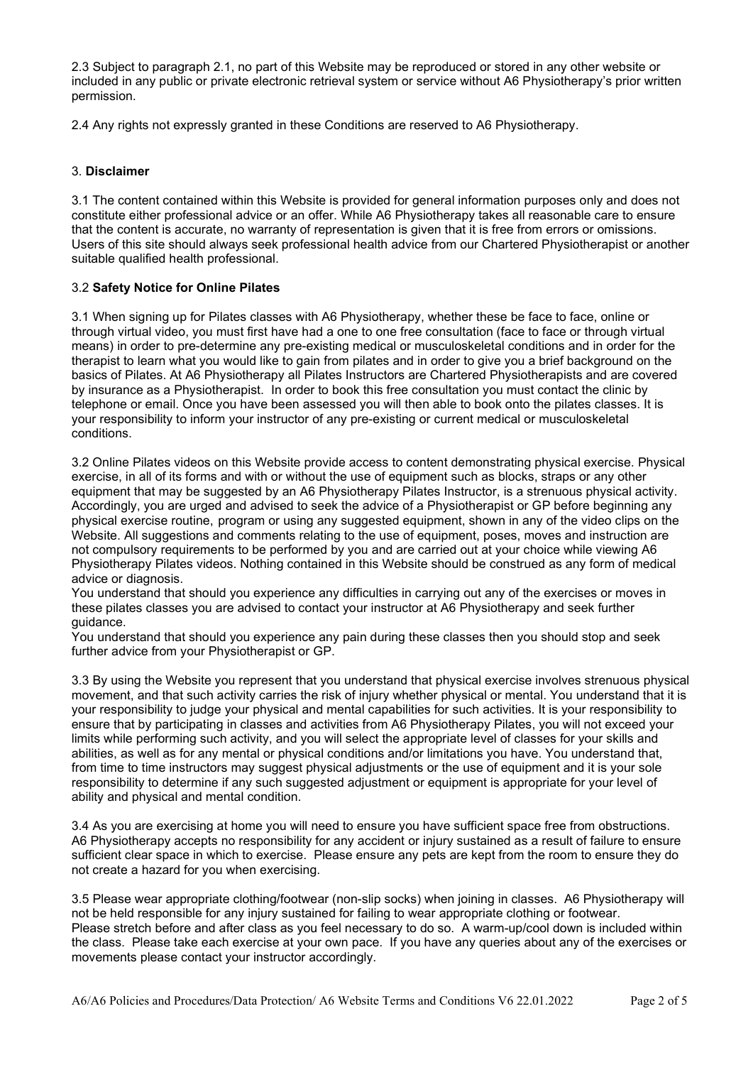2.3 Subject to paragraph 2.1, no part of this Website may be reproduced or stored in any other website or included in any public or private electronic retrieval system or service without A6 Physiotherapy's prior written permission.

2.4 Any rights not expressly granted in these Conditions are reserved to A6 Physiotherapy.

## 3. **Disclaimer**

3.1 The content contained within this Website is provided for general information purposes only and does not constitute either professional advice or an offer. While A6 Physiotherapy takes all reasonable care to ensure that the content is accurate, no warranty of representation is given that it is free from errors or omissions. Users of this site should always seek professional health advice from our Chartered Physiotherapist or another suitable qualified health professional.

### 3.2 **Safety Notice for Online Pilates**

3.1 When signing up for Pilates classes with A6 Physiotherapy, whether these be face to face, online or through virtual video, you must first have had a one to one free consultation (face to face or through virtual means) in order to pre-determine any pre-existing medical or musculoskeletal conditions and in order for the therapist to learn what you would like to gain from pilates and in order to give you a brief background on the basics of Pilates. At A6 Physiotherapy all Pilates Instructors are Chartered Physiotherapists and are covered by insurance as a Physiotherapist. In order to book this free consultation you must contact the clinic by telephone or email. Once you have been assessed you will then able to book onto the pilates classes. It is your responsibility to inform your instructor of any pre-existing or current medical or musculoskeletal conditions.

3.2 Online Pilates videos on this Website provide access to content demonstrating physical exercise. Physical exercise, in all of its forms and with or without the use of equipment such as blocks, straps or any other equipment that may be suggested by an A6 Physiotherapy Pilates Instructor, is a strenuous physical activity. Accordingly, you are urged and advised to seek the advice of a Physiotherapist or GP before beginning any physical exercise routine, program or using any suggested equipment, shown in any of the video clips on the Website. All suggestions and comments relating to the use of equipment, poses, moves and instruction are not compulsory requirements to be performed by you and are carried out at your choice while viewing A6 Physiotherapy Pilates videos. Nothing contained in this Website should be construed as any form of medical advice or diagnosis.
You understand that should you experience any difficulties in carrying out any of the exercises or moves in these pilates classes you are advised to contact your instructor at A6 Physiotherapy and seek further guidance.
You understand that should you experience any pain during these classes then you should stop and seek further advice from your Physiotherapist or GP.

3.3 By using the Website you represent that you understand that physical exercise involves strenuous physical movement, and that such activity carries the risk of injury whether physical or mental. You understand that it is your responsibility to judge your physical and mental capabilities for such activities. It is your responsibility to ensure that by participating in classes and activities from A6 Physiotherapy Pilates, you will not exceed your limits while performing such activity, and you will select the appropriate level of classes for your skills and abilities, as well as for any mental or physical conditions and/or limitations you have. You understand that, from time to time instructors may suggest physical adjustments or the use of equipment and it is your sole responsibility to determine if any such suggested adjustment or equipment is appropriate for your level of ability and physical and mental condition.

3.4 As you are exercising at home you will need to ensure you have sufficient space free from obstructions. A6 Physiotherapy accepts no responsibility for any accident or injury sustained as a result of failure to ensure sufficient clear space in which to exercise. Please ensure any pets are kept from the room to ensure they do not create a hazard for you when exercising.

3.5 Please wear appropriate clothing/footwear (non-slip socks) when joining in classes. A6 Physiotherapy will not be held responsible for any injury sustained for failing to wear appropriate clothing or footwear.
Please stretch before and after class as you feel necessary to do so. A warm-up/cool down is included within the class. Please take each exercise at your own pace. If you have any queries about any of the exercises or movements please contact your instructor accordingly.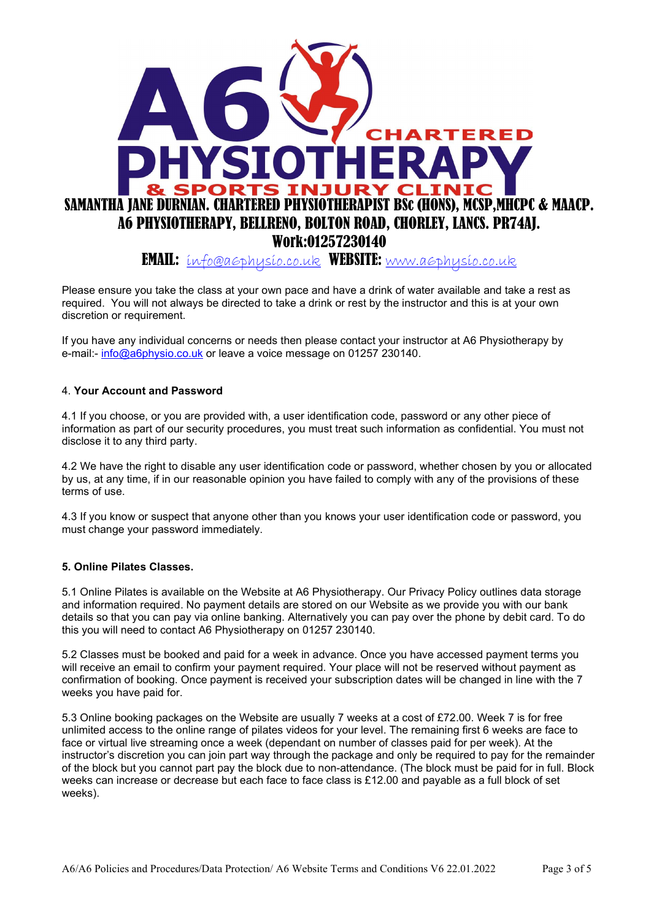**SAMANTHA JANE DURNIAN. CHARTERED PHYSIOTHERAPIST BSc (HONS), MCSP,MHCPC & MAACP.**
**A6 PHYSIOTHERAPY, BELLRENO, BOLTON ROAD, CHORLEY, LANCS. PR74AJ.**
**Work:01257230140**
**EMAIL:** info@a6physio.co.uk **WEBSITE:** www.a6physio.co.uk

Please ensure you take the class at your own pace and have a drink of water available and take a rest as required. You will not always be directed to take a drink or rest by the instructor and this is at your own discretion or requirement.

If you have any individual concerns or needs then please contact your instructor at A6 Physiotherapy by e-mail:- info@a6physio.co.uk or leave a voice message on 01257 230140.

4. **Your Account and Password**

4.1 If you choose, or you are provided with, a user identification code, password or any other piece of information as part of our security procedures, you must treat such information as confidential. You must not disclose it to any third party.

4.2 We have the right to disable any user identification code or password, whether chosen by you or allocated by us, at any time, if in our reasonable opinion you have failed to comply with any of the provisions of these terms of use.

4.3 If you know or suspect that anyone other than you knows your user identification code or password, you must change your password immediately.

**5. Online Pilates Classes.**

5.1 Online Pilates is available on the Website at A6 Physiotherapy. Our Privacy Policy outlines data storage and information required. No payment details are stored on our Website as we provide you with our bank details so that you can pay via online banking. Alternatively you can pay over the phone by debit card. To do this you will need to contact A6 Physiotherapy on 01257 230140.

5.2 Classes must be booked and paid for a week in advance. Once you have accessed payment terms you will receive an email to confirm your payment required. Your place will not be reserved without payment as confirmation of booking. Once payment is received your subscription dates will be changed in line with the 7 weeks you have paid for.

5.3 Online booking packages on the Website are usually 7 weeks at a cost of £72.00. Week 7 is for free unlimited access to the online range of pilates videos for your level. The remaining first 6 weeks are face to face or virtual live streaming once a week (dependant on number of classes paid for per week). At the instructor's discretion you can join part way through the package and only be required to pay for the remainder of the block but you cannot part pay the block due to non-attendance. (The block must be paid for in full. Block weeks can increase or decrease but each face to face class is £12.00 and payable as a full block of set weeks).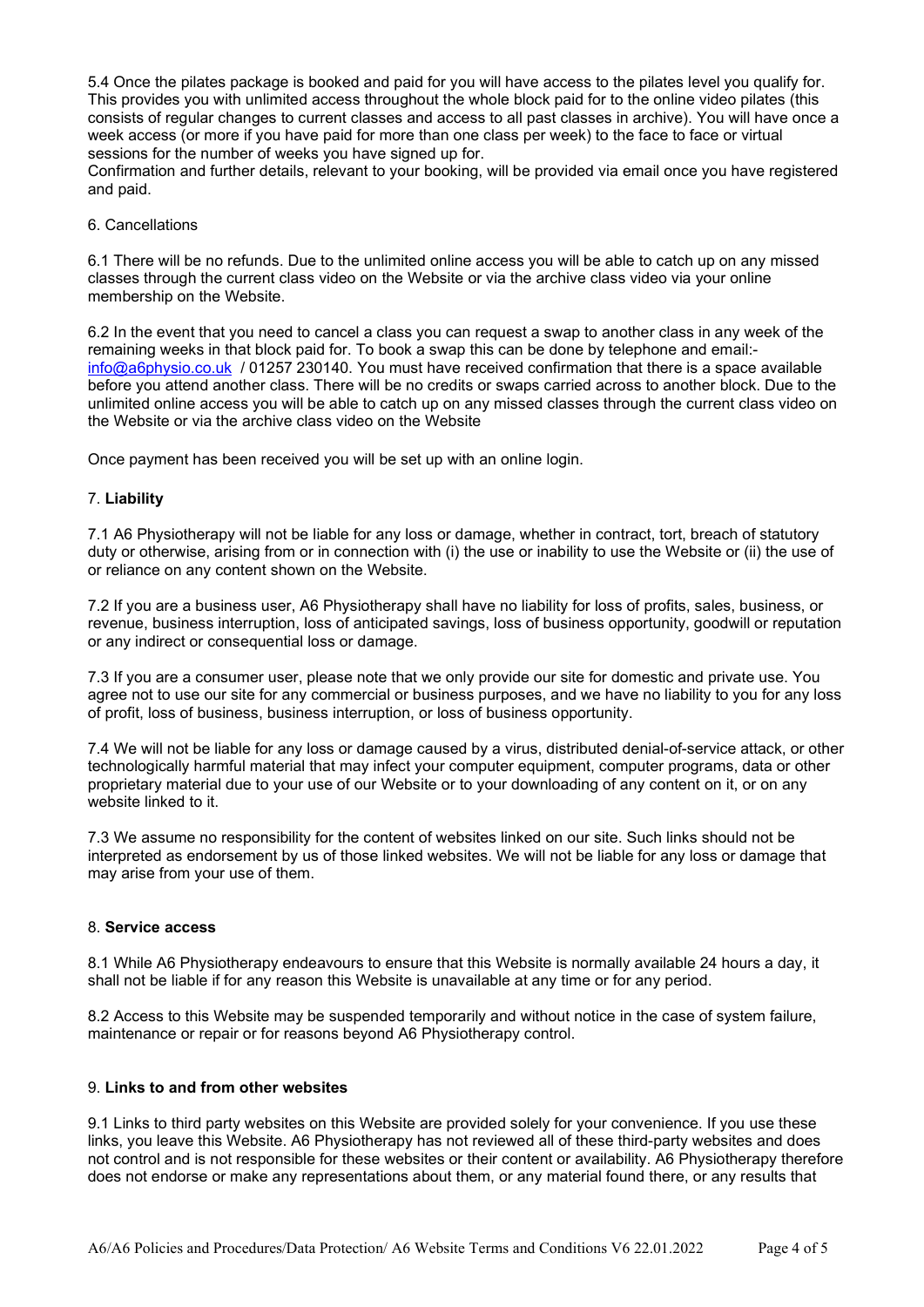5.4 Once the pilates package is booked and paid for you will have access to the pilates level you qualify for. This provides you with unlimited access throughout the whole block paid for to the online video pilates (this consists of regular changes to current classes and access to all past classes in archive). You will have once a week access (or more if you have paid for more than one class per week) to the face to face or virtual sessions for the number of weeks you have signed up for.

Confirmation and further details, relevant to your booking, will be provided via email once you have registered and paid.

6. Cancellations

6.1 There will be no refunds. Due to the unlimited online access you will be able to catch up on any missed classes through the current class video on the Website or via the archive class video via your online membership on the Website.

6.2 In the event that you need to cancel a class you can request a swap to another class in any week of the remaining weeks in that block paid for. To book a swap this can be done by telephone and email:- info@a6physio.co.uk / 01257 230140. You must have received confirmation that there is a space available before you attend another class. There will be no credits or swaps carried across to another block. Due to the unlimited online access you will be able to catch up on any missed classes through the current class video on the Website or via the archive class video on the Website

Once payment has been received you will be set up with an online login.

7. **Liability**

7.1 A6 Physiotherapy will not be liable for any loss or damage, whether in contract, tort, breach of statutory duty or otherwise, arising from or in connection with (i) the use or inability to use the Website or (ii) the use of or reliance on any content shown on the Website.

7.2 If you are a business user, A6 Physiotherapy shall have no liability for loss of profits, sales, business, or revenue, business interruption, loss of anticipated savings, loss of business opportunity, goodwill or reputation or any indirect or consequential loss or damage.

7.3 If you are a consumer user, please note that we only provide our site for domestic and private use. You agree not to use our site for any commercial or business purposes, and we have no liability to you for any loss of profit, loss of business, business interruption, or loss of business opportunity.

7.4 We will not be liable for any loss or damage caused by a virus, distributed denial-of-service attack, or other technologically harmful material that may infect your computer equipment, computer programs, data or other proprietary material due to your use of our Website or to your downloading of any content on it, or on any website linked to it.

7.3 We assume no responsibility for the content of websites linked on our site. Such links should not be interpreted as endorsement by us of those linked websites. We will not be liable for any loss or damage that may arise from your use of them.

8. **Service access**

8.1 While A6 Physiotherapy endeavours to ensure that this Website is normally available 24 hours a day, it shall not be liable if for any reason this Website is unavailable at any time or for any period.

8.2 Access to this Website may be suspended temporarily and without notice in the case of system failure, maintenance or repair or for reasons beyond A6 Physiotherapy control.

9. **Links to and from other websites**

9.1 Links to third party websites on this Website are provided solely for your convenience. If you use these links, you leave this Website. A6 Physiotherapy has not reviewed all of these third-party websites and does not control and is not responsible for these websites or their content or availability. A6 Physiotherapy therefore does not endorse or make any representations about them, or any material found there, or any results that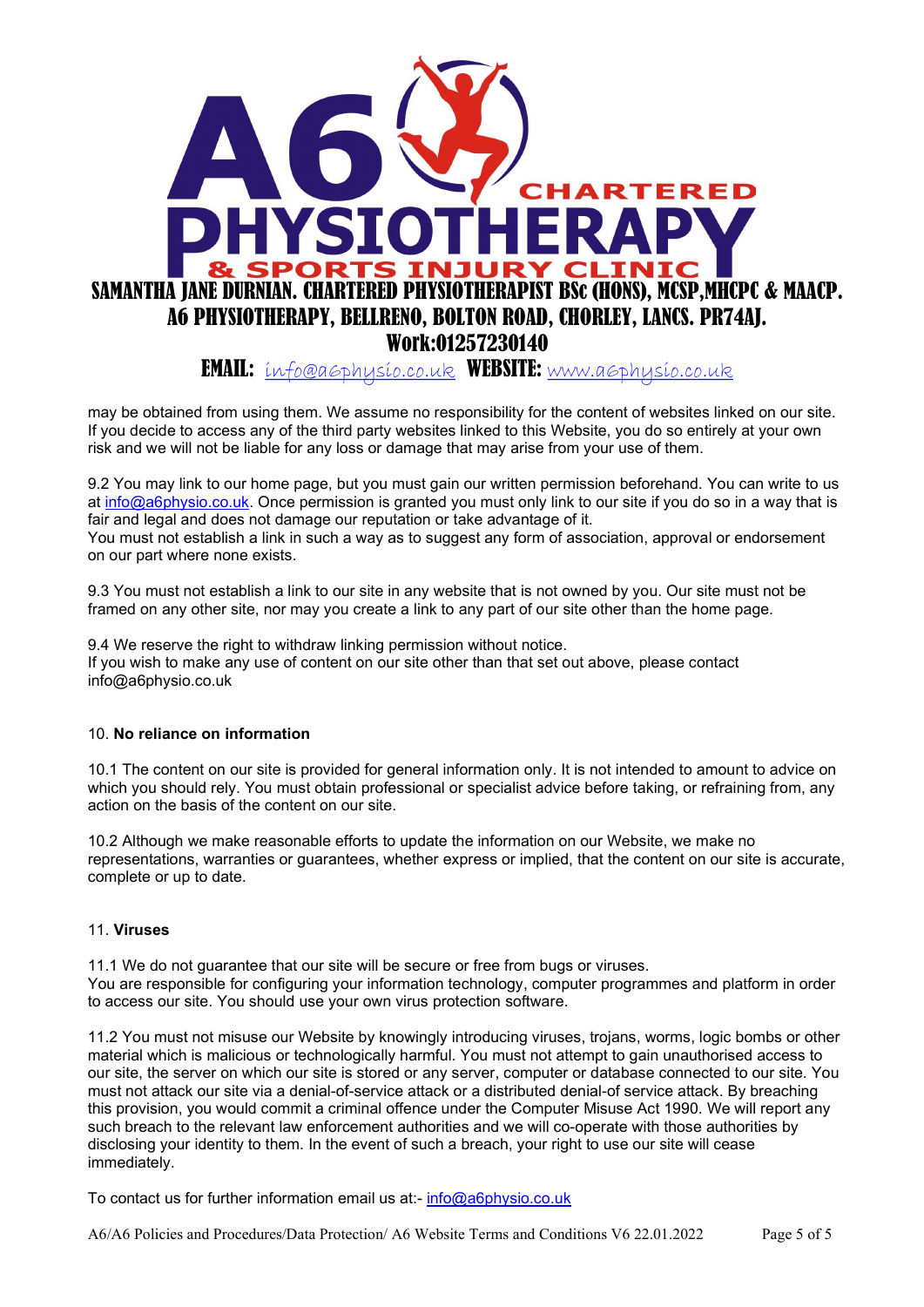may be obtained from using them. We assume no responsibility for the content of websites linked on our site. If you decide to access any of the third party websites linked to this Website, you do so entirely at your own risk and we will not be liable for any loss or damage that may arise from your use of them.

9.2 You may link to our home page, but you must gain our written permission beforehand. You can write to us at info@a6physio.co.uk. Once permission is granted you must only link to our site if you do so in a way that is fair and legal and does not damage our reputation or take advantage of it.
You must not establish a link in such a way as to suggest any form of association, approval or endorsement on our part where none exists.

9.3 You must not establish a link to our site in any website that is not owned by you. Our site must not be framed on any other site, nor may you create a link to any part of our site other than the home page.

9.4 We reserve the right to withdraw linking permission without notice.
If you wish to make any use of content on our site other than that set out above, please contact info@a6physio.co.uk

10. **No reliance on information**

10.1 The content on our site is provided for general information only. It is not intended to amount to advice on which you should rely. You must obtain professional or specialist advice before taking, or refraining from, any action on the basis of the content on our site.

10.2 Although we make reasonable efforts to update the information on our Website, we make no representations, warranties or guarantees, whether express or implied, that the content on our site is accurate, complete or up to date.

11. **Viruses**

11.1 We do not guarantee that our site will be secure or free from bugs or viruses.
You are responsible for configuring your information technology, computer programmes and platform in order to access our site. You should use your own virus protection software.

11.2 You must not misuse our Website by knowingly introducing viruses, trojans, worms, logic bombs or other material which is malicious or technologically harmful. You must not attempt to gain unauthorised access to our site, the server on which our site is stored or any server, computer or database connected to our site. You must not attack our site via a denial-of-service attack or a distributed denial-of service attack. By breaching this provision, you would commit a criminal offence under the Computer Misuse Act 1990. We will report any such breach to the relevant law enforcement authorities and we will co-operate with those authorities by disclosing your identity to them. In the event of such a breach, your right to use our site will cease immediately.

To contact us for further information email us at:- info@a6physio.co.uk